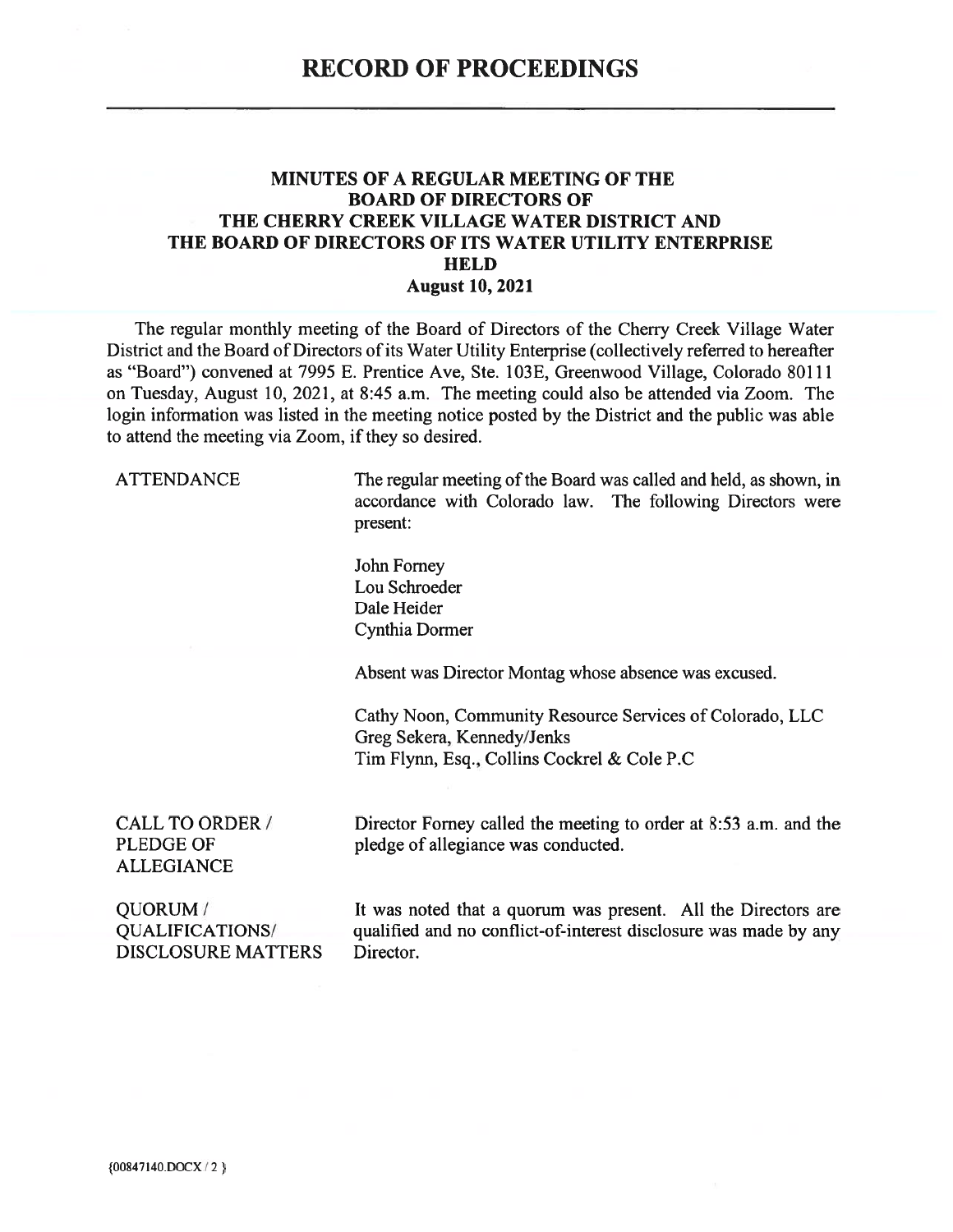# RECORD OF PROCEEDINGS

## MINUTES OF A REGULAR MEETING OF THE BOARD OF DIRECTORS OF THE CHERRY CREEK VILLAGE WATER DISTRICT AND THE BOARD OF DIRECTORS OF ITS WATER UTILITY ENTERPRISE HELD August 10, 2021

The regular monthly meeting of the Board of Directors of the Cherry Creek Village Water District and the Board of Directors of its Water Utility Enterprise (collectively referred to hereafter as "Board") convened at 7995 E. Prentice Ave, Ste. 103E, Greenwood Village, Colorado 80111 on Tuesday, August 10, 2021, at 8:45 a.m. The meeting could also be attended via Zoom. The login information was listed in the meeting notice posted by the District and the public was able to attend the meeting via Zoom, if they so desired.

**ATTENDANCE**

The regular meeting of the Board was called and held, as shown, in accordance with Colorado law. The following Directors were present:

John Forney
Lou Schroeder
Dale Heider
Cynthia Dormer

Absent was Director Montag whose absence was excused.

Cathy Noon, Community Resource Services of Colorado, LLC
Greg Sekera, Kennedy/Jenks
Tim Flynn, Esq., Collins Cockrel & Cole P.C

**CALL TO ORDER / PLEDGE OF ALLEGIANCE**

Director Forney called the meeting to order at 8:53 a.m. and the pledge of allegiance was conducted.

**QUORUM / QUALIFICATIONS/ DISCLOSURE MATTERS**

It was noted that a quorum was present. All the Directors are qualified and no conflict-of-interest disclosure was made by any Director.

{00847140.DOCX / 2 }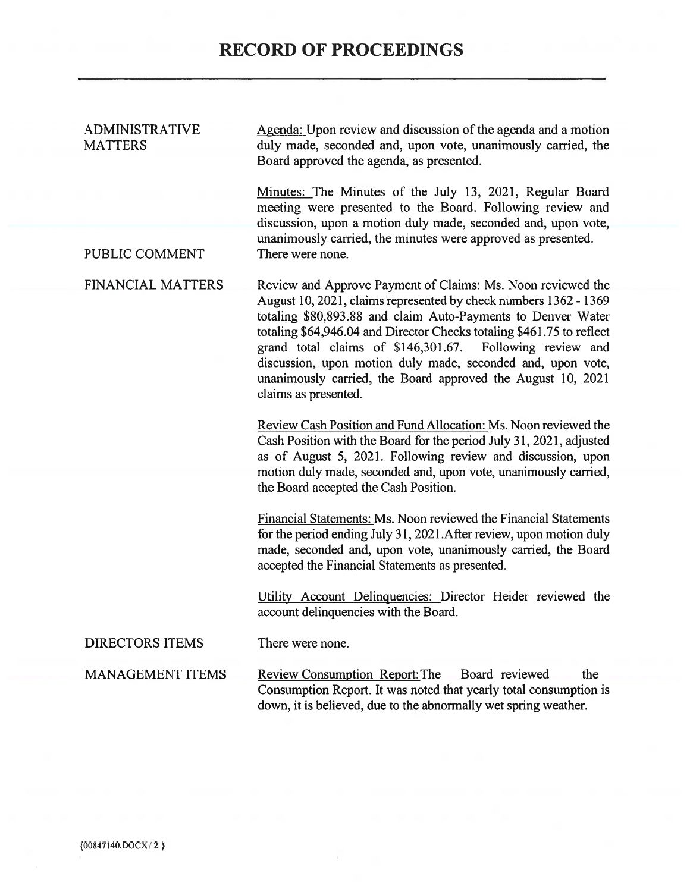# RECORD OF PROCEEDINGS

**ADMINISTRATIVE MATTERS**

Agenda: Upon review and discussion of the agenda and a motion duly made, seconded and, upon vote, unanimously carried, the Board approved the agenda, as presented.

Minutes: The Minutes of the July 13, 2021, Regular Board meeting were presented to the Board. Following review and discussion, upon a motion duly made, seconded and, upon vote, unanimously carried, the minutes were approved as presented.

**PUBLIC COMMENT**

There were none.

**FINANCIAL MATTERS**

Review and Approve Payment of Claims: Ms. Noon reviewed the August 10, 2021, claims represented by check numbers 1362 - 1369 totaling $80,893.88 and claim Auto-Payments to Denver Water totaling $64,946.04 and Director Checks totaling $461.75 to reflect grand total claims of $146,301.67. Following review and discussion, upon motion duly made, seconded and, upon vote, unanimously carried, the Board approved the August 10, 2021 claims as presented.

Review Cash Position and Fund Allocation: Ms. Noon reviewed the Cash Position with the Board for the period July 31, 2021, adjusted as of August 5, 2021. Following review and discussion, upon motion duly made, seconded and, upon vote, unanimously carried, the Board accepted the Cash Position.

Financial Statements: Ms. Noon reviewed the Financial Statements for the period ending July 31, 2021.After review, upon motion duly made, seconded and, upon vote, unanimously carried, the Board accepted the Financial Statements as presented.

Utility Account Delinquencies: Director Heider reviewed the account delinquencies with the Board.

**DIRECTORS ITEMS**

There were none.

**MANAGEMENT ITEMS**

Review Consumption Report: The Board reviewed the Consumption Report. It was noted that yearly total consumption is down, it is believed, due to the abnormally wet spring weather.

{00847140.DOCX / 2 }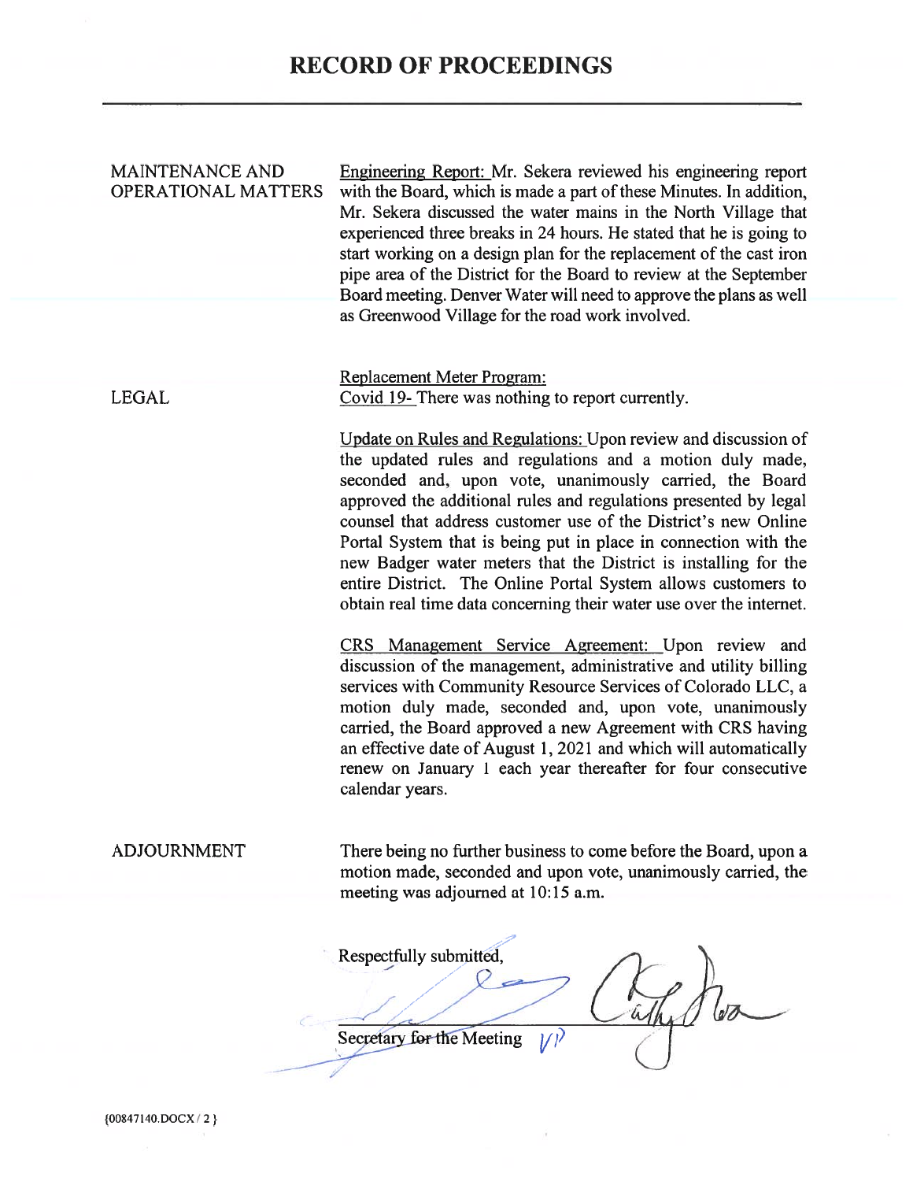# RECORD OF PROCEEDINGS

| | |
|---|---|
| MAINTENANCE AND OPERATIONAL MATTERS | Engineering Report: Mr. Sekera reviewed his engineering report with the Board, which is made a part of these Minutes. In addition, Mr. Sekera discussed the water mains in the North Village that experienced three breaks in 24 hours. He stated that he is going to start working on a design plan for the replacement of the cast iron pipe area of the District for the Board to review at the September Board meeting. Denver Water will need to approve the plans as well as Greenwood Village for the road work involved. |
| | Replacement Meter Program: |
| LEGAL | Covid 19- There was nothing to report currently. |
| | Update on Rules and Regulations: Upon review and discussion of the updated rules and regulations and a motion duly made, seconded and, upon vote, unanimously carried, the Board approved the additional rules and regulations presented by legal counsel that address customer use of the District's new Online Portal System that is being put in place in connection with the new Badger water meters that the District is installing for the entire District. The Online Portal System allows customers to obtain real time data concerning their water use over the internet. |
| | CRS Management Service Agreement: Upon review and discussion of the management, administrative and utility billing services with Community Resource Services of Colorado LLC, a motion duly made, seconded and, upon vote, unanimously carried, the Board approved a new Agreement with CRS having an effective date of August 1, 2021 and which will automatically renew on January 1 each year thereafter for four consecutive calendar years. |
| ADJOURNMENT | There being no further business to come before the Board, upon a motion made, seconded and upon vote, unanimously carried, the meeting was adjourned at 10:15 a.m. |

Respectfully submitted,

Secretary for the Meeting

{00847140.DOCX / 2 }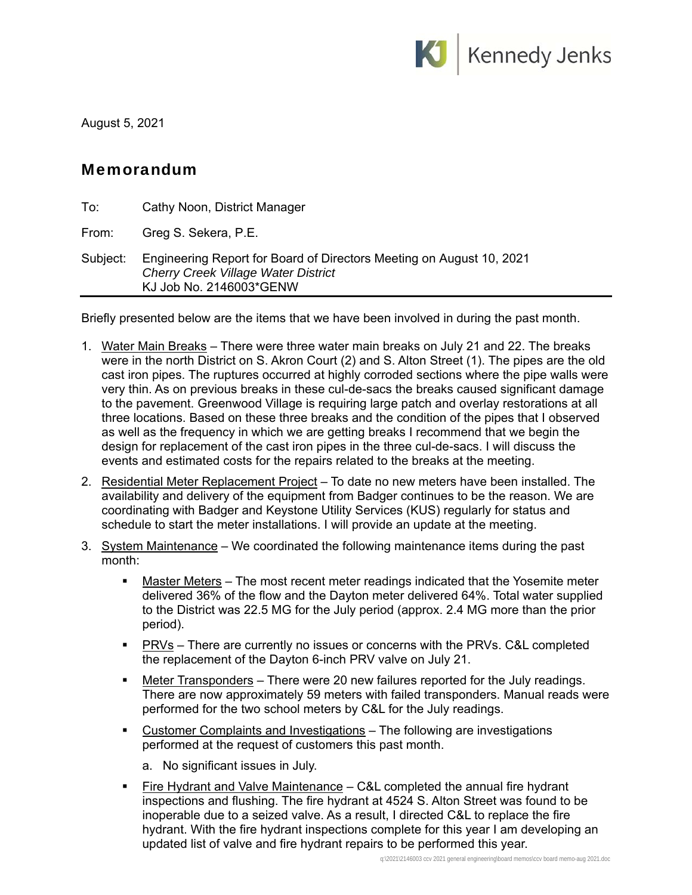Kennedy Jenks

August 5, 2021

## Memorandum

To: Cathy Noon, District Manager

From: Greg S. Sekera, P.E.

Subject: Engineering Report for Board of Directors Meeting on August 10, 2021
*Cherry Creek Village Water District*
KJ Job No. 2146003*GENW

---

Briefly presented below are the items that we have been involved in during the past month.

1. Water Main Breaks – There were three water main breaks on July 21 and 22. The breaks were in the north District on S. Akron Court (2) and S. Alton Street (1). The pipes are the old cast iron pipes. The ruptures occurred at highly corroded sections where the pipe walls were very thin. As on previous breaks in these cul-de-sacs the breaks caused significant damage to the pavement. Greenwood Village is requiring large patch and overlay restorations at all three locations. Based on these three breaks and the condition of the pipes that I observed as well as the frequency in which we are getting breaks I recommend that we begin the design for replacement of the cast iron pipes in the three cul-de-sacs. I will discuss the events and estimated costs for the repairs related to the breaks at the meeting.

2. Residential Meter Replacement Project – To date no new meters have been installed. The availability and delivery of the equipment from Badger continues to be the reason. We are coordinating with Badger and Keystone Utility Services (KUS) regularly for status and schedule to start the meter installations. I will provide an update at the meeting.

3. System Maintenance – We coordinated the following maintenance items during the past month:

   - Master Meters – The most recent meter readings indicated that the Yosemite meter delivered 36% of the flow and the Dayton meter delivered 64%. Total water supplied to the District was 22.5 MG for the July period (approx. 2.4 MG more than the prior period).

   - PRVs – There are currently no issues or concerns with the PRVs. C&L completed the replacement of the Dayton 6-inch PRV valve on July 21.

   - Meter Transponders – There were 20 new failures reported for the July readings. There are now approximately 59 meters with failed transponders. Manual reads were performed for the two school meters by C&L for the July readings.

   - Customer Complaints and Investigations – The following are investigations performed at the request of customers this past month.

     a. No significant issues in July.

   - Fire Hydrant and Valve Maintenance – C&L completed the annual fire hydrant inspections and flushing. The fire hydrant at 4524 S. Alton Street was found to be inoperable due to a seized valve. As a result, I directed C&L to replace the fire hydrant. With the fire hydrant inspections complete for this year I am developing an updated list of valve and fire hydrant repairs to be performed this year.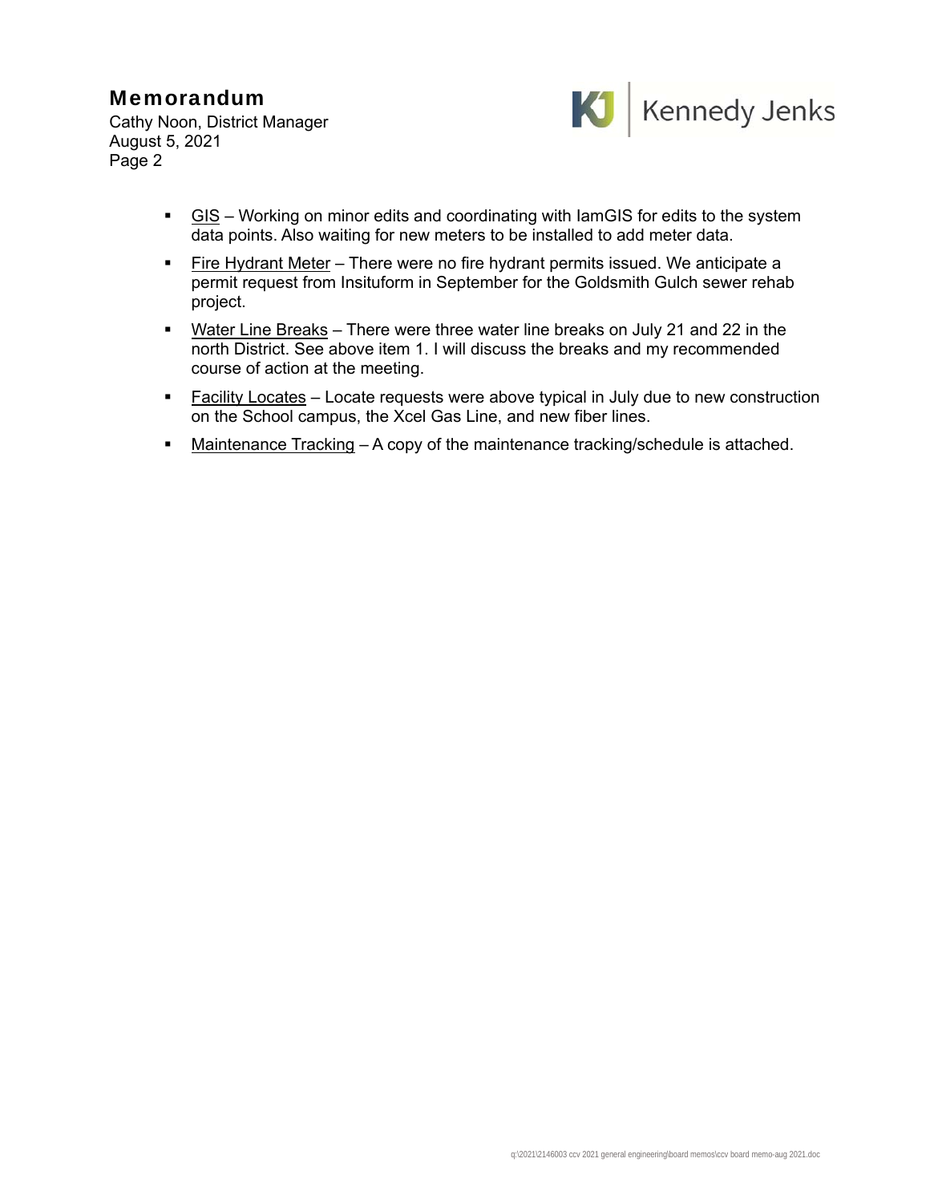- GIS – Working on minor edits and coordinating with IamGIS for edits to the system data points. Also waiting for new meters to be installed to add meter data.
- Fire Hydrant Meter – There were no fire hydrant permits issued. We anticipate a permit request from Insituform in September for the Goldsmith Gulch sewer rehab project.
- Water Line Breaks – There were three water line breaks on July 21 and 22 in the north District. See above item 1. I will discuss the breaks and my recommended course of action at the meeting.
- Facility Locates – Locate requests were above typical in July due to new construction on the School campus, the Xcel Gas Line, and new fiber lines.
- Maintenance Tracking – A copy of the maintenance tracking/schedule is attached.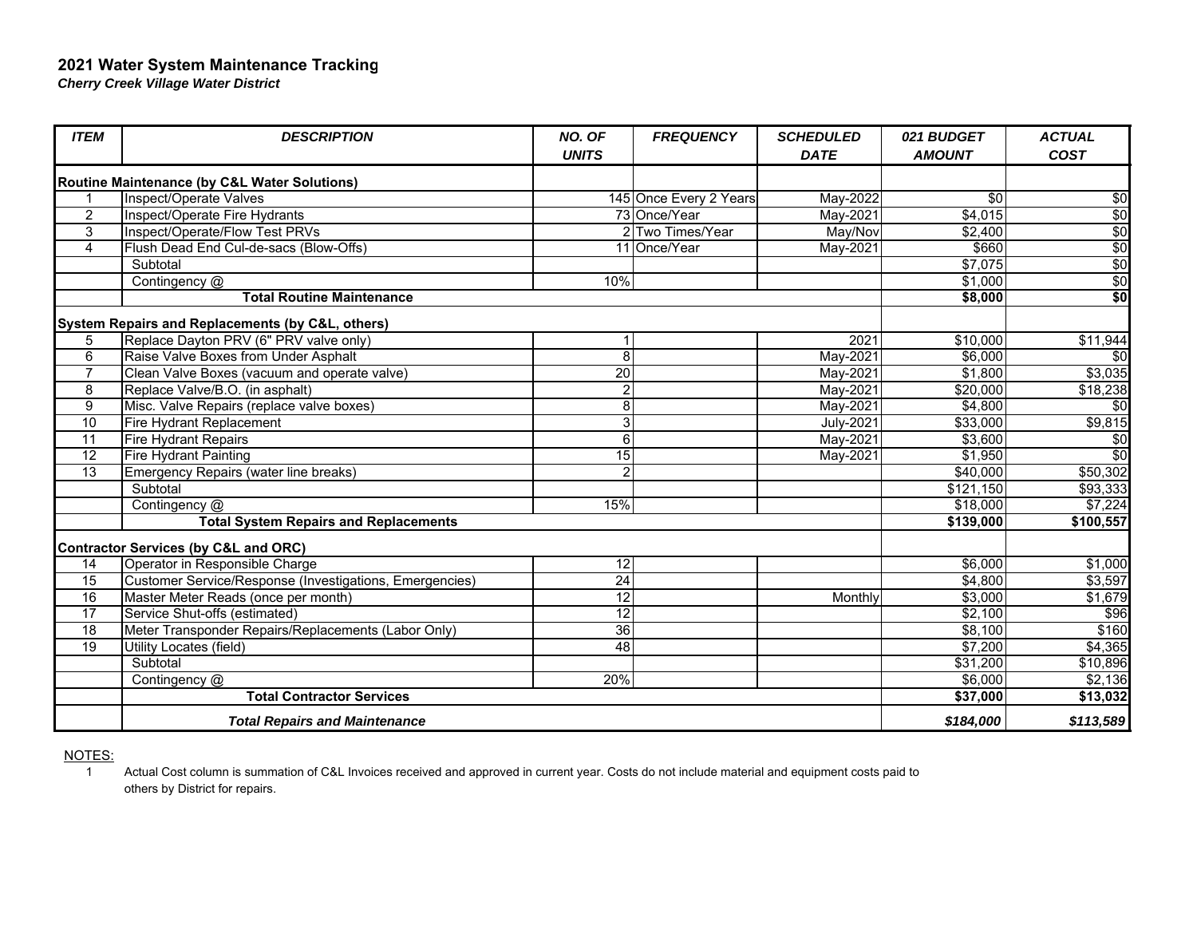## 2021 Water System Maintenance Tracking

***Cherry Creek Village Water District***

| *ITEM* | *DESCRIPTION* | *NO. OF UNITS* | *FREQUENCY* | *SCHEDULED DATE* | *021 BUDGET AMOUNT* | *ACTUAL COST* |
|---|---|---|---|---|---|---|
| **Routine Maintenance (by C&L Water Solutions)** | | | | | | |
| 1 | Inspect/Operate Valves | 145 | Once Every 2 Years | May-2022 | $0 | $0 |
| 2 | Inspect/Operate Fire Hydrants | 73 | Once/Year | May-2021 | $4,015 | $0 |
| 3 | Inspect/Operate/Flow Test PRVs | 2 | Two Times/Year | May/Nov | $2,400 | $0 |
| 4 | Flush Dead End Cul-de-sacs (Blow-Offs) | 11 | Once/Year | May-2021 | $660 | $0 |
| | Subtotal | | | | $7,075 | $0 |
| | Contingency @ | 10% | | | $1,000 | $0 |
| | **Total Routine Maintenance** | | | | **$8,000** | **$0** |
| **System Repairs and Replacements (by C&L, others)** | | | | | | |
| 5 | Replace Dayton PRV (6" PRV valve only) | 1 | | 2021 | $10,000 | $11,944 |
| 6 | Raise Valve Boxes from Under Asphalt | 8 | | May-2021 | $6,000 | $0 |
| 7 | Clean Valve Boxes (vacuum and operate valve) | 20 | | May-2021 | $1,800 | $3,035 |
| 8 | Replace Valve/B.O. (in asphalt) | 2 | | May-2021 | $20,000 | $18,238 |
| 9 | Misc. Valve Repairs (replace valve boxes) | 8 | | May-2021 | $4,800 | $0 |
| 10 | Fire Hydrant Replacement | 3 | | July-2021 | $33,000 | $9,815 |
| 11 | Fire Hydrant Repairs | 6 | | May-2021 | $3,600 | $0 |
| 12 | Fire Hydrant Painting | 15 | | May-2021 | $1,950 | $0 |
| 13 | Emergency Repairs (water line breaks) | 2 | | | $40,000 | $50,302 |
| | Subtotal | | | | $121,150 | $93,333 |
| | Contingency @ | 15% | | | $18,000 | $7,224 |
| | **Total System Repairs and Replacements** | | | | **$139,000** | **$100,557** |
| **Contractor Services (by C&L and ORC)** | | | | | | |
| 14 | Operator in Responsible Charge | 12 | | | $6,000 | $1,000 |
| 15 | Customer Service/Response (Investigations, Emergencies) | 24 | | | $4,800 | $3,597 |
| 16 | Master Meter Reads (once per month) | 12 | | Monthly | $3,000 | $1,679 |
| 17 | Service Shut-offs (estimated) | 12 | | | $2,100 | $96 |
| 18 | Meter Transponder Repairs/Replacements (Labor Only) | 36 | | | $8,100 | $160 |
| 19 | Utility Locates (field) | 48 | | | $7,200 | $4,365 |
| | Subtotal | | | | $31,200 | $10,896 |
| | Contingency @ | 20% | | | $6,000 | $2,136 |
| | **Total Contractor Services** | | | | **$37,000** | **$13,032** |
| | ***Total Repairs and Maintenance*** | | | | ***$184,000*** | ***$113,589*** |

NOTES:

1 Actual Cost column is summation of C&L Invoices received and approved in current year. Costs do not include material and equipment costs paid to others by District for repairs.